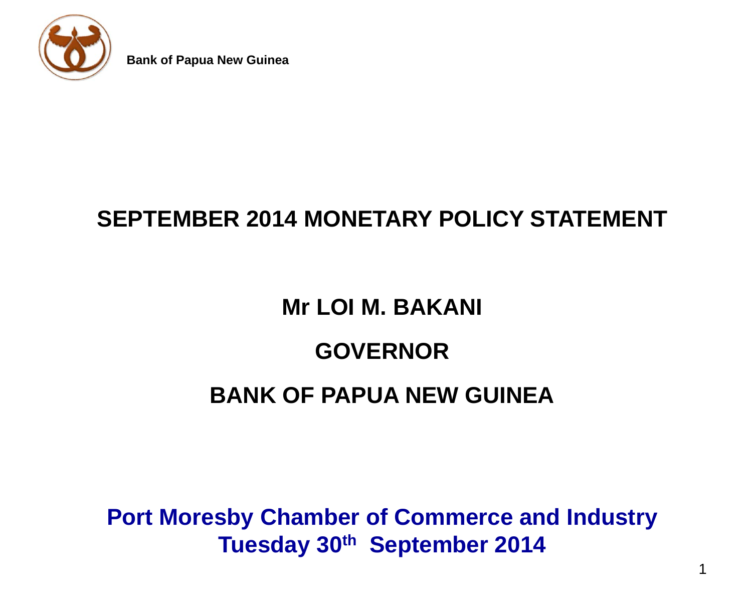Bank of Papua New Guinea

# SEPTEMBER 2014 MONETARY POLICY STATEMENT

## Mr LOI M. BAKANI

## GOVERNOR

## BANK OF PAPUA NEW GUINEA

**Port Moresby Chamber of Commerce and Industry**
**Tuesday 30th September 2014**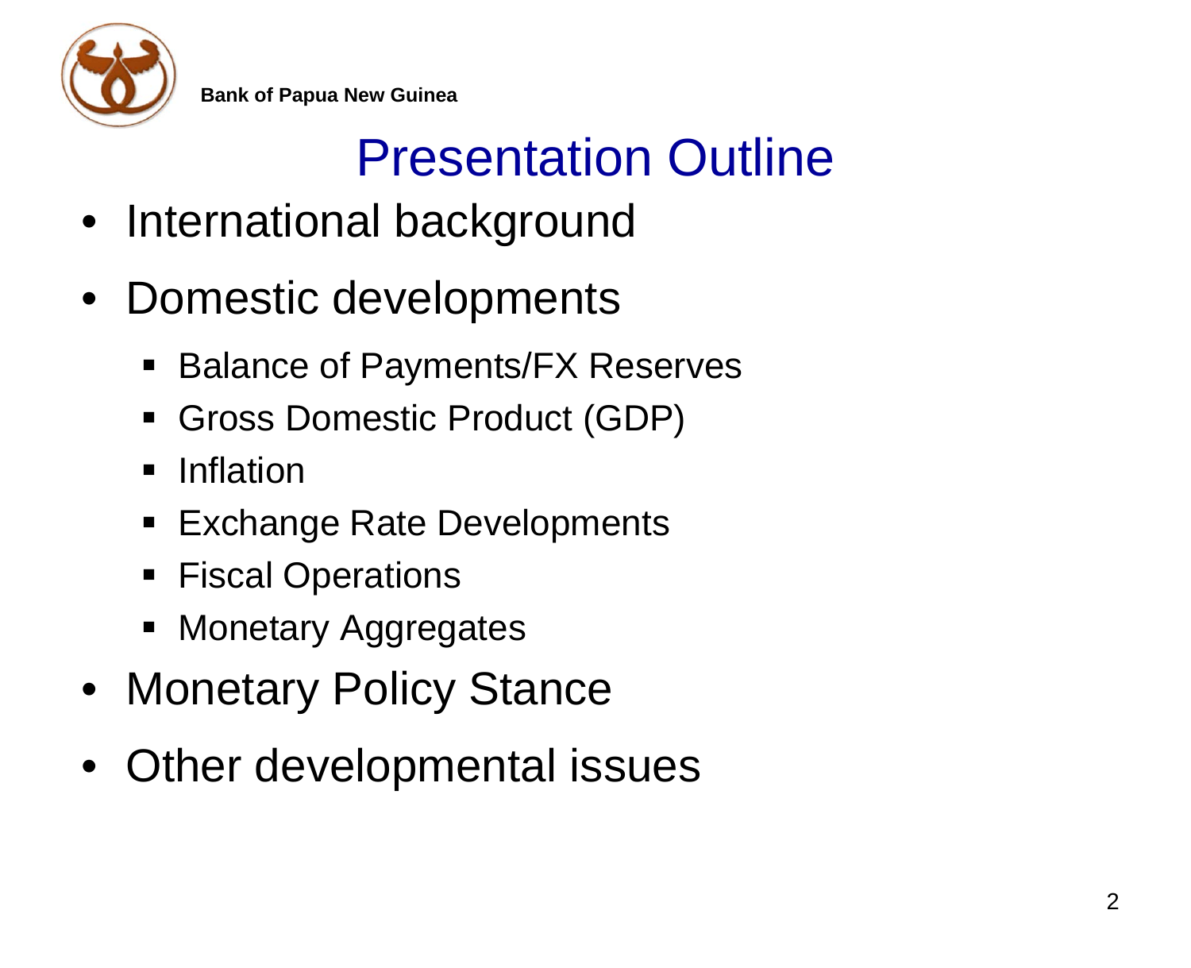Bank of Papua New Guinea

# Presentation Outline

- International background
- Domestic developments
  - Balance of Payments/FX Reserves
  - Gross Domestic Product (GDP)
  - Inflation
  - Exchange Rate Developments
  - Fiscal Operations
  - Monetary Aggregates
- Monetary Policy Stance
- Other developmental issues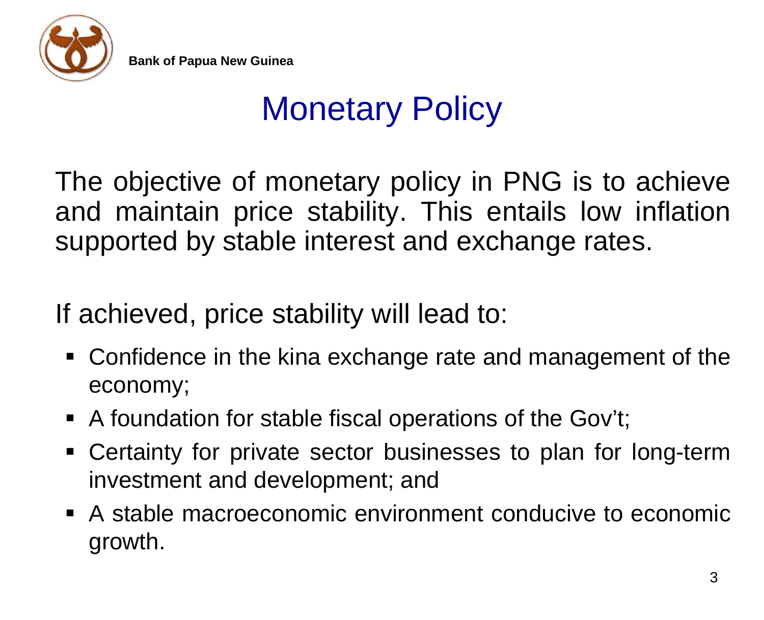# Monetary Policy

The objective of monetary policy in PNG is to achieve and maintain price stability. This entails low inflation supported by stable interest and exchange rates.

If achieved, price stability will lead to:

- Confidence in the kina exchange rate and management of the economy;
- A foundation for stable fiscal operations of the Gov't;
- Certainty for private sector businesses to plan for long-term investment and development; and
- A stable macroeconomic environment conducive to economic growth.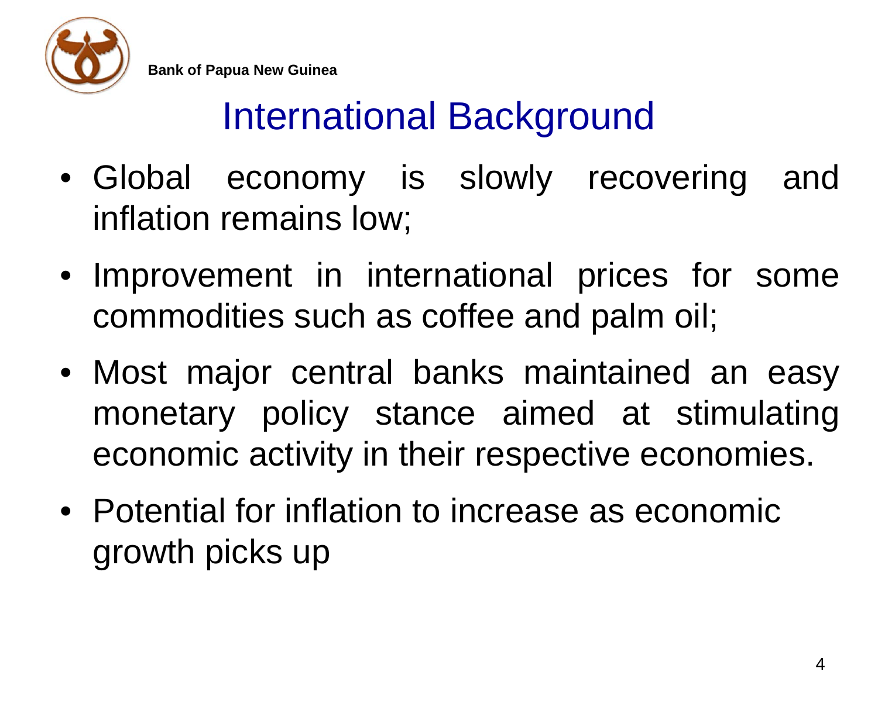# International Background

- Global economy is slowly recovering and inflation remains low;
- Improvement in international prices for some commodities such as coffee and palm oil;
- Most major central banks maintained an easy monetary policy stance aimed at stimulating economic activity in their respective economies.
- Potential for inflation to increase as economic growth picks up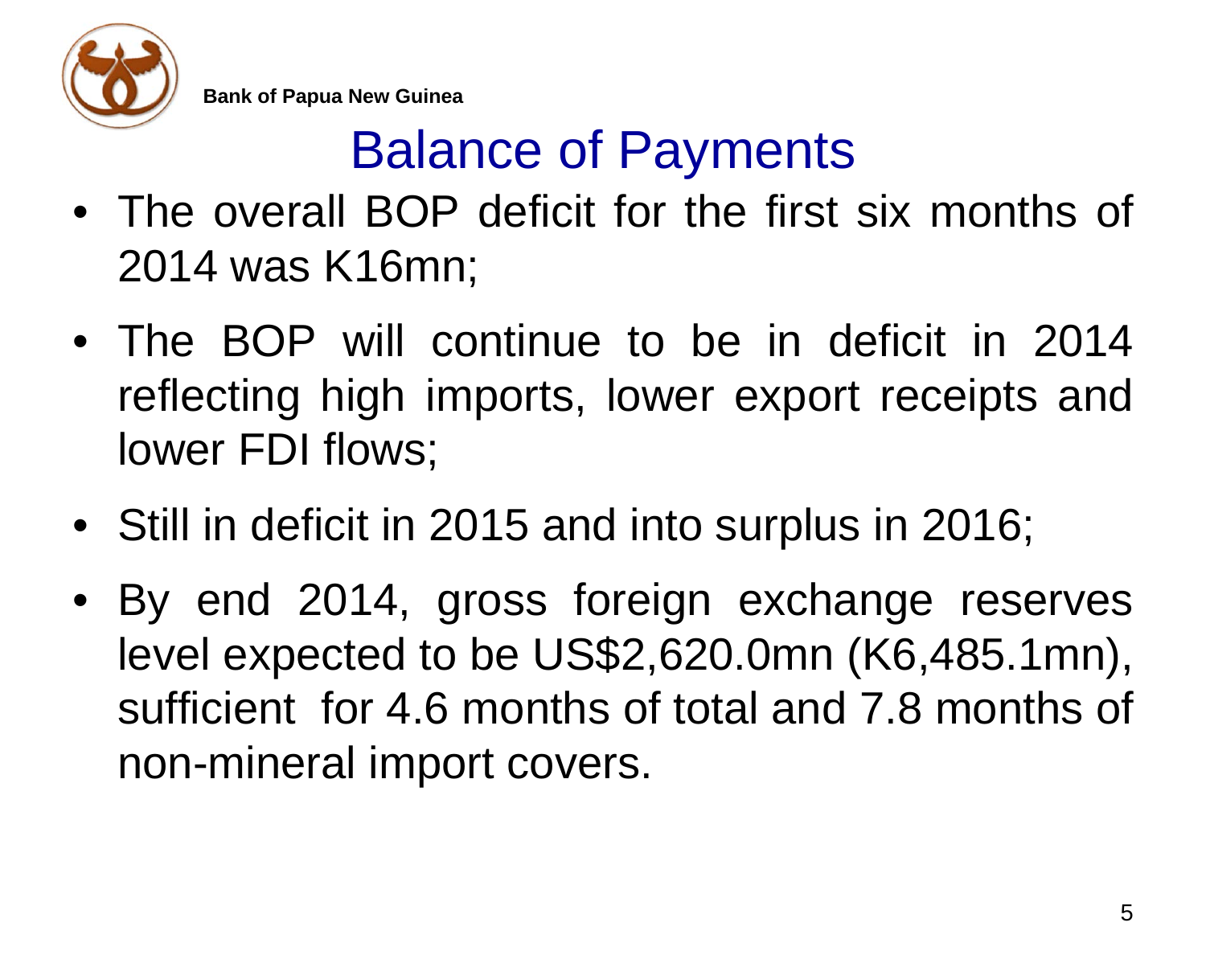Bank of Papua New Guinea

# Balance of Payments

- The overall BOP deficit for the first six months of 2014 was K16mn;
- The BOP will continue to be in deficit in 2014 reflecting high imports, lower export receipts and lower FDI flows;
- Still in deficit in 2015 and into surplus in 2016;
- By end 2014, gross foreign exchange reserves level expected to be US$2,620.0mn (K6,485.1mn), sufficient for 4.6 months of total and 7.8 months of non-mineral import covers.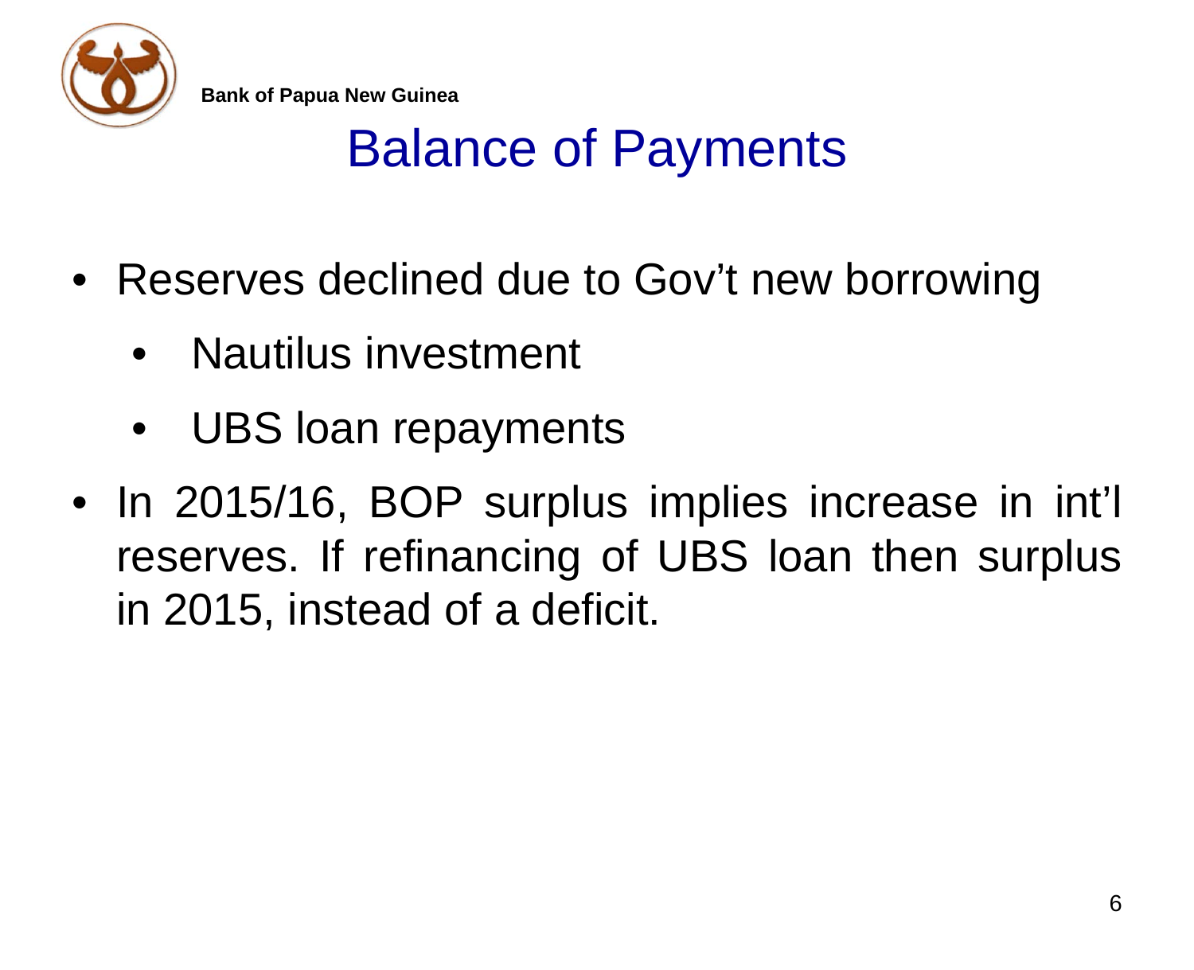Bank of Papua New Guinea

# Balance of Payments

- Reserves declined due to Gov't new borrowing
  - Nautilus investment
  - UBS loan repayments
- In 2015/16, BOP surplus implies increase in int'l reserves. If refinancing of UBS loan then surplus in 2015, instead of a deficit.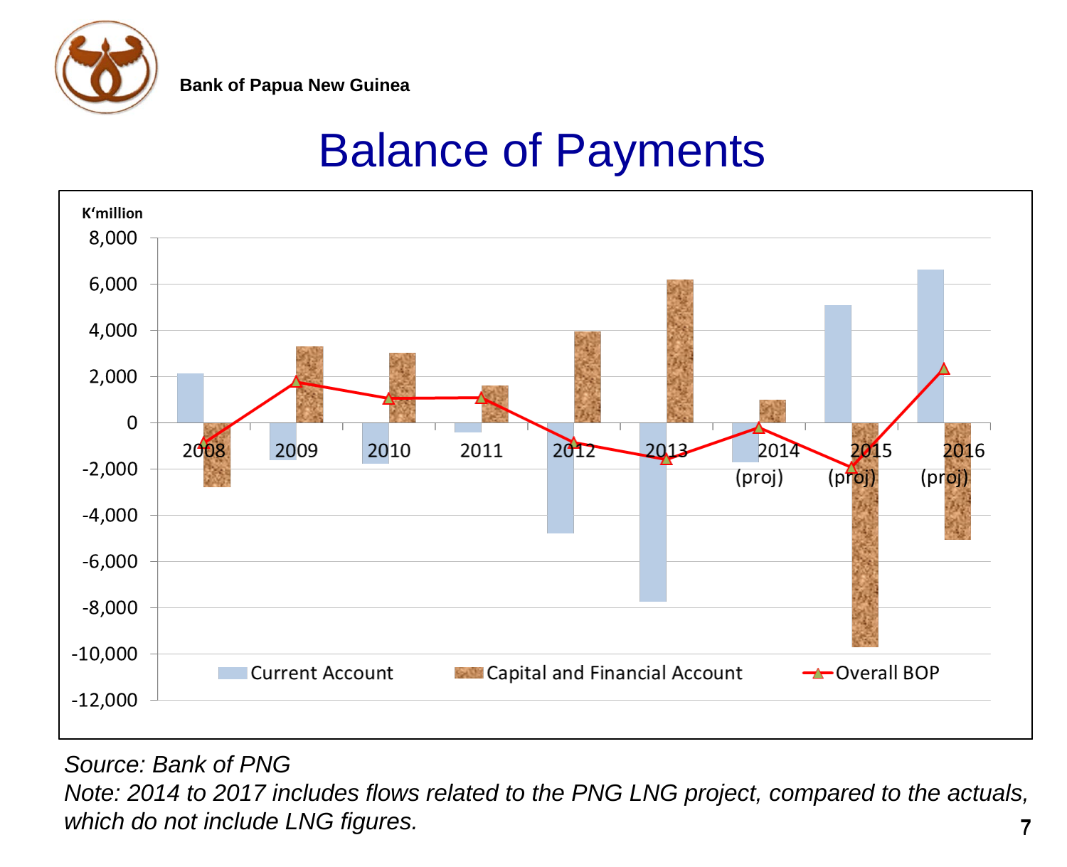Bank of Papua New Guinea

# Balance of Payments

K'million

8,000
6,000
4,000
2,000
0
-2,000
-4,000
-6,000
-8,000
-10,000
-12,000

2008 2009 2010 2011 2012 2013 2014 (proj) 2015 (proj) 2016 (proj)

Current Account | Capital and Financial Account | Overall BOP

*Source: Bank of PNG*

*Note: 2014 to 2017 includes flows related to the PNG LNG project, compared to the actuals, which do not include LNG figures.*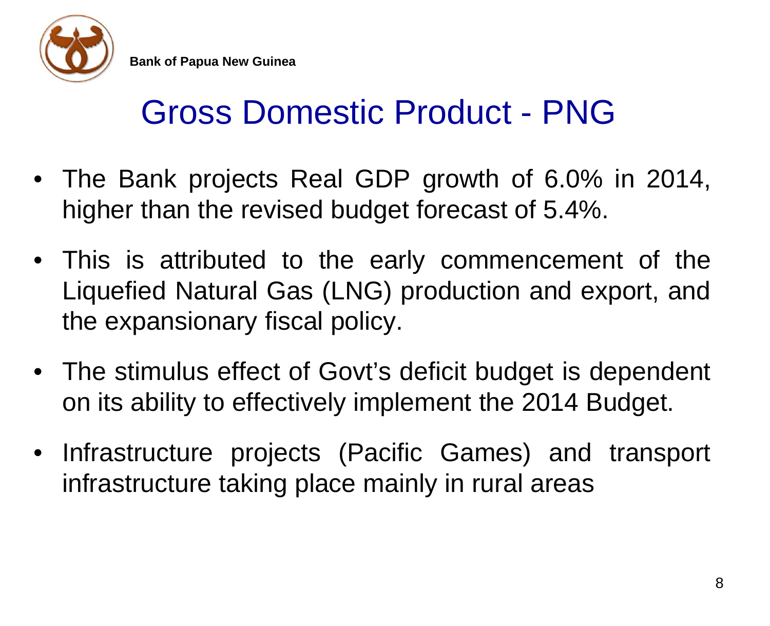Bank of Papua New Guinea

# Gross Domestic Product - PNG

- The Bank projects Real GDP growth of 6.0% in 2014, higher than the revised budget forecast of 5.4%.
- This is attributed to the early commencement of the Liquefied Natural Gas (LNG) production and export, and the expansionary fiscal policy.
- The stimulus effect of Govt's deficit budget is dependent on its ability to effectively implement the 2014 Budget.
- Infrastructure projects (Pacific Games) and transport infrastructure taking place mainly in rural areas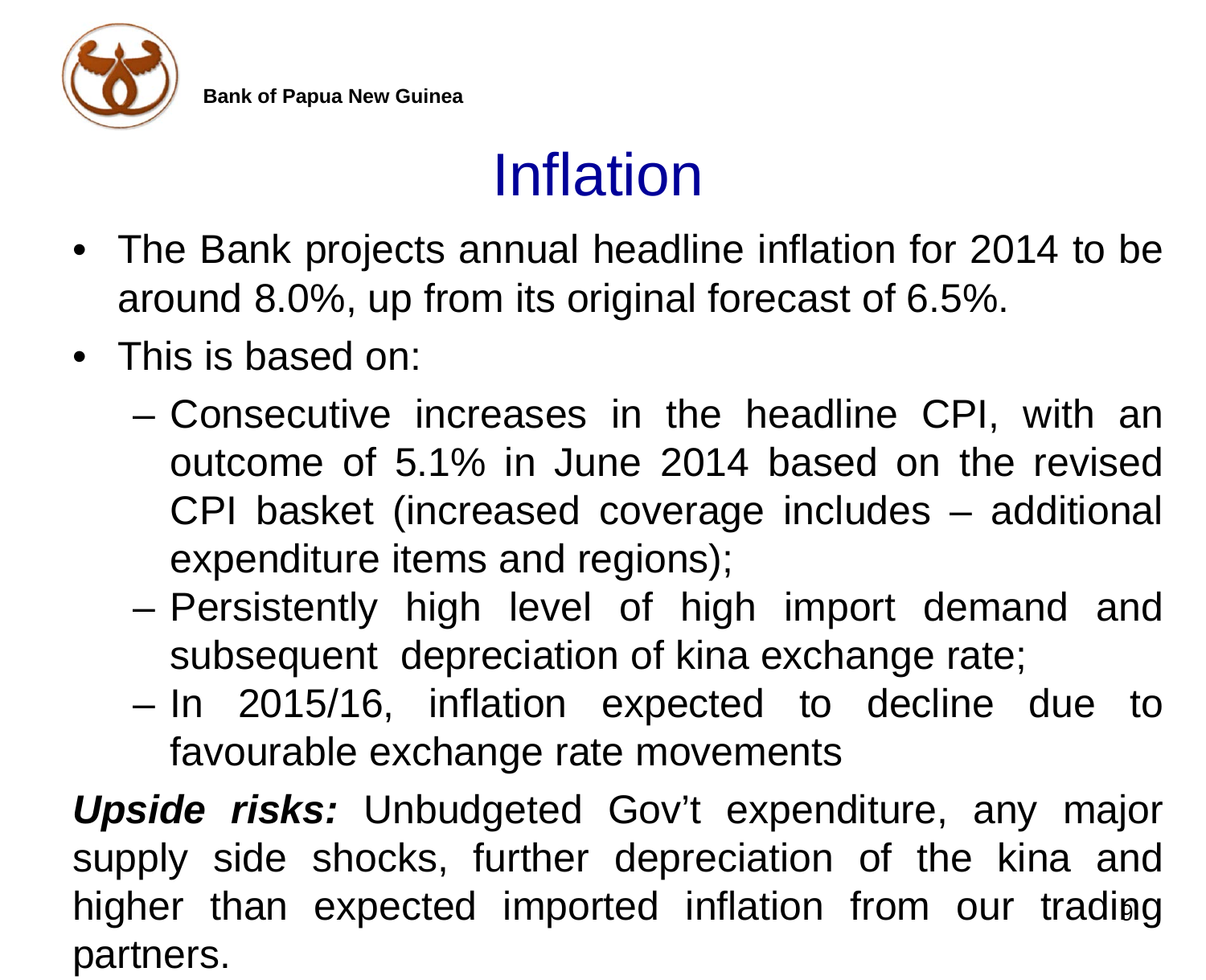# Inflation

- The Bank projects annual headline inflation for 2014 to be around 8.0%, up from its original forecast of 6.5%.
- This is based on:
  - Consecutive increases in the headline CPI, with an outcome of 5.1% in June 2014 based on the revised CPI basket (increased coverage includes – additional expenditure items and regions);
  - Persistently high level of high import demand and subsequent depreciation of kina exchange rate;
  - In 2015/16, inflation expected to decline due to favourable exchange rate movements

***Upside risks:*** Unbudgeted Gov't expenditure, any major supply side shocks, further depreciation of the kina and higher than expected imported inflation from our trading partners.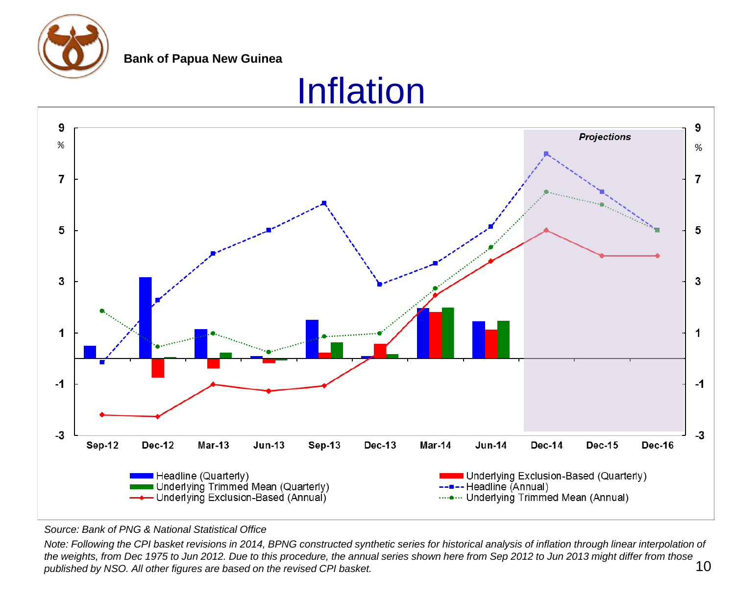Bank of Papua New Guinea

# Inflation

Projections

Headline (Quarterly), Underlying Exclusion-Based (Quarterly), Underlying Trimmed Mean (Quarterly), Headline (Annual), Underlying Exclusion-Based (Annual), Underlying Trimmed Mean (Annual)

*Source: Bank of PNG & National Statistical Office*

*Note: Following the CPI basket revisions in 2014, BPNG constructed synthetic series for historical analysis of inflation through linear interpolation of the weights, from Dec 1975 to Jun 2012. Due to this procedure, the annual series shown here from Sep 2012 to Jun 2013 might differ from those published by NSO. All other figures are based on the revised CPI basket.*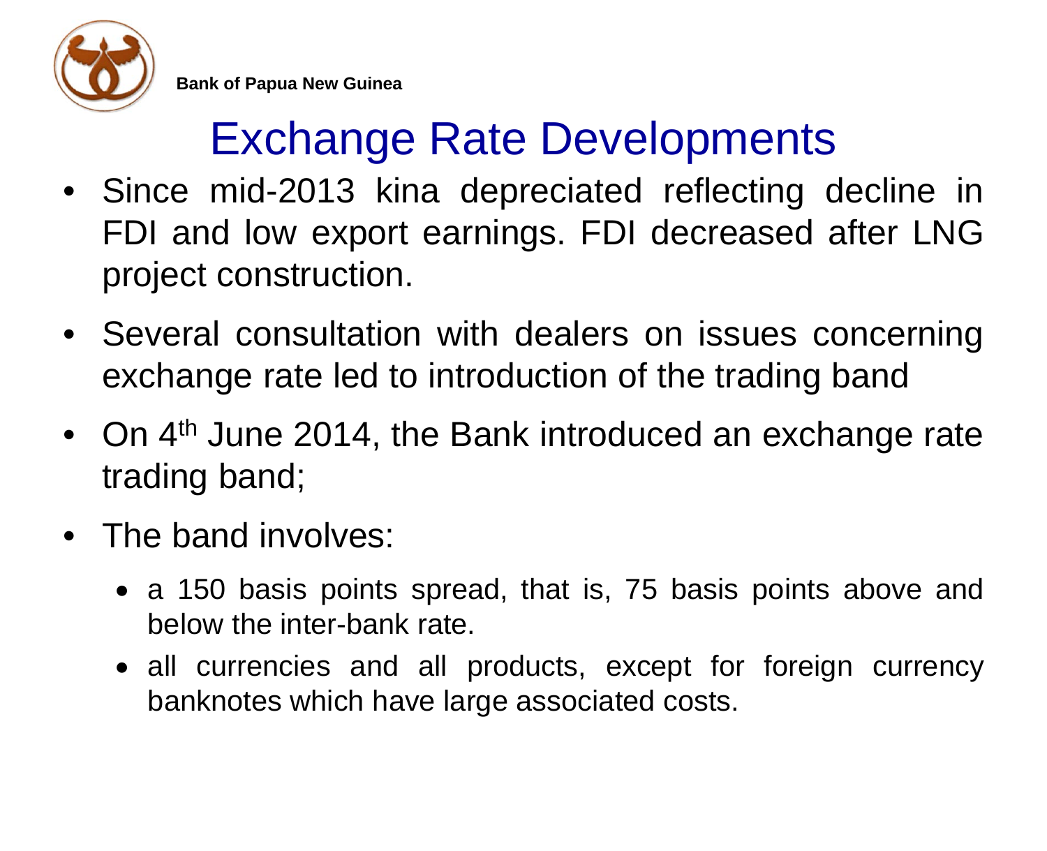Bank of Papua New Guinea

# Exchange Rate Developments

- Since mid-2013 kina depreciated reflecting decline in FDI and low export earnings. FDI decreased after LNG project construction.
- Several consultation with dealers on issues concerning exchange rate led to introduction of the trading band
- On 4th June 2014, the Bank introduced an exchange rate trading band;
- The band involves:
  - a 150 basis points spread, that is, 75 basis points above and below the inter-bank rate.
  - all currencies and all products, except for foreign currency banknotes which have large associated costs.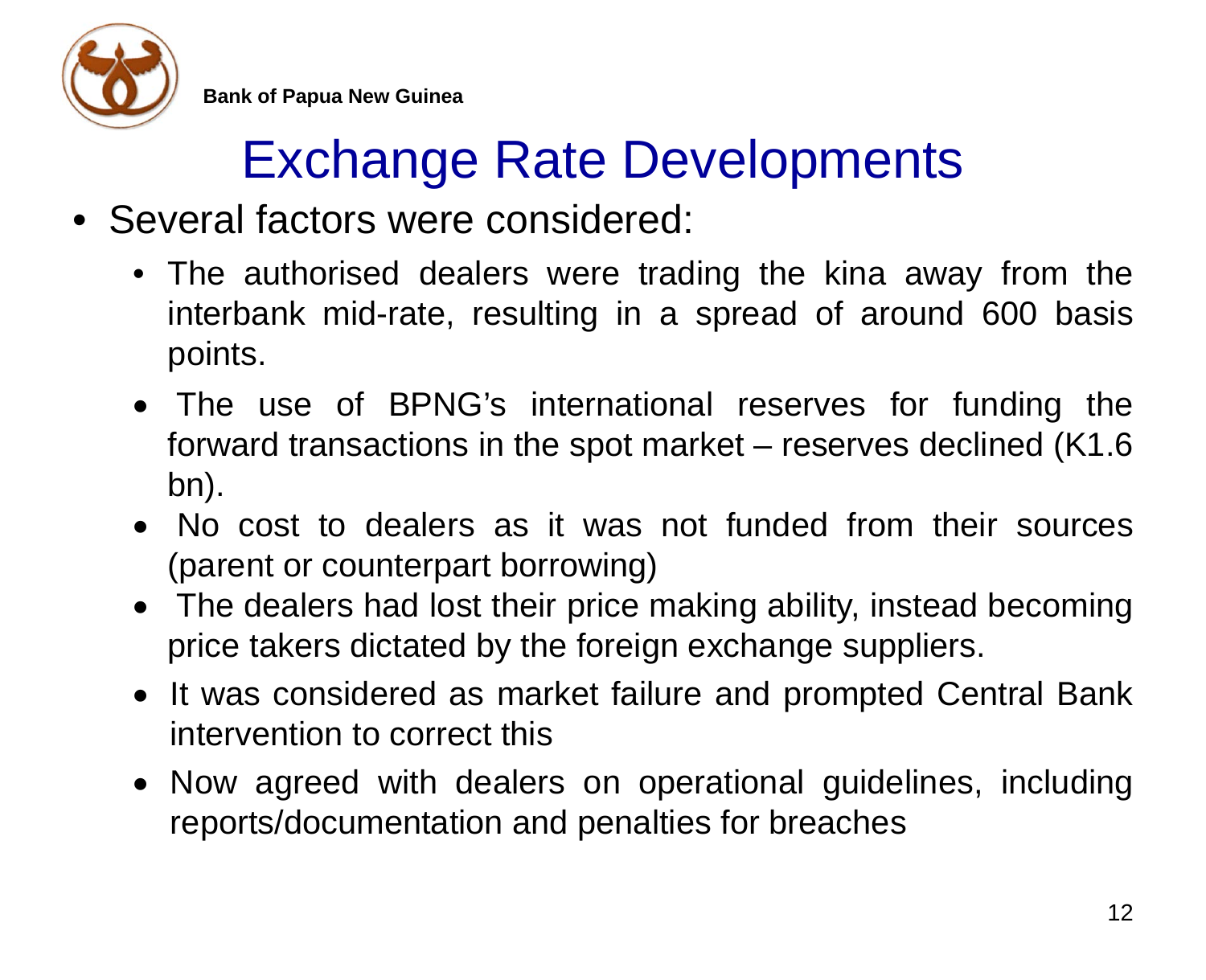# Exchange Rate Developments

- Several factors were considered:
  - The authorised dealers were trading the kina away from the interbank mid-rate, resulting in a spread of around 600 basis points.
  - The use of BPNG's international reserves for funding the forward transactions in the spot market – reserves declined (K1.6 bn).
  - No cost to dealers as it was not funded from their sources (parent or counterpart borrowing)
  - The dealers had lost their price making ability, instead becoming price takers dictated by the foreign exchange suppliers.
  - It was considered as market failure and prompted Central Bank intervention to correct this
  - Now agreed with dealers on operational guidelines, including reports/documentation and penalties for breaches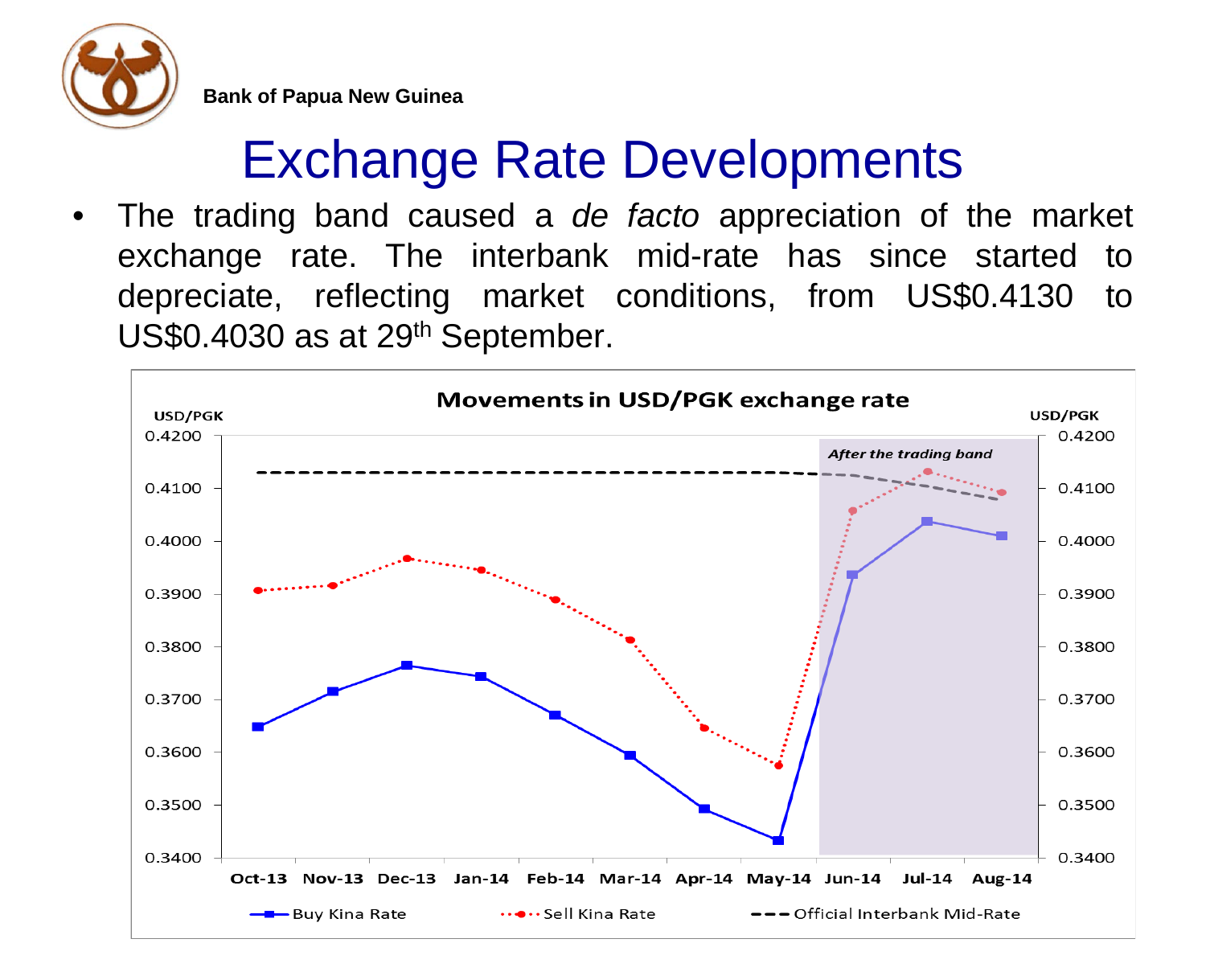Bank of Papua New Guinea

# Exchange Rate Developments

- The trading band caused a *de facto* appreciation of the market exchange rate. The interbank mid-rate has since started to depreciate, reflecting market conditions, from US$0.4130 to US$0.4030 as at 29th September.

**Movements in USD/PGK exchange rate**

USD/PGK

After the trading band

Oct-13 Nov-13 Dec-13 Jan-14 Feb-14 Mar-14 Apr-14 May-14 Jun-14 Jul-14 Aug-14

Buy Kina Rate — Sell Kina Rate — Official Interbank Mid-Rate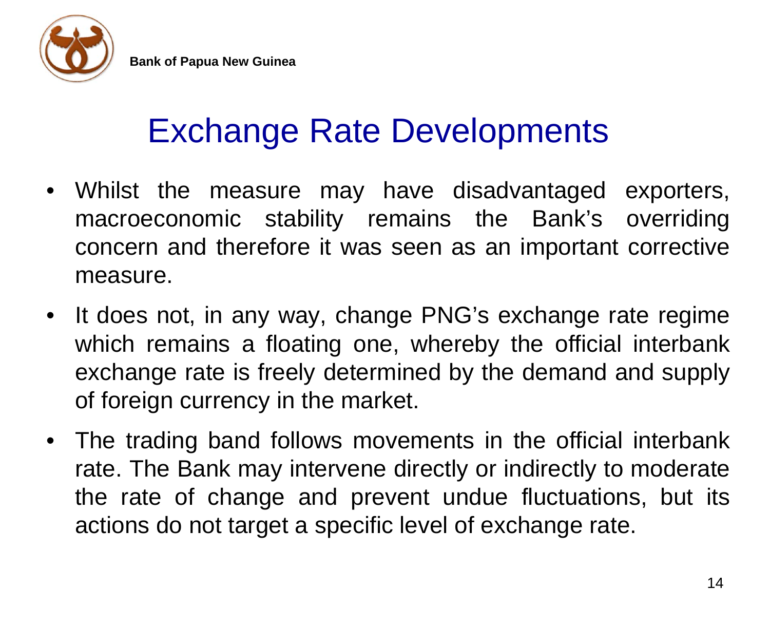# Exchange Rate Developments

- Whilst the measure may have disadvantaged exporters, macroeconomic stability remains the Bank's overriding concern and therefore it was seen as an important corrective measure.
- It does not, in any way, change PNG's exchange rate regime which remains a floating one, whereby the official interbank exchange rate is freely determined by the demand and supply of foreign currency in the market.
- The trading band follows movements in the official interbank rate. The Bank may intervene directly or indirectly to moderate the rate of change and prevent undue fluctuations, but its actions do not target a specific level of exchange rate.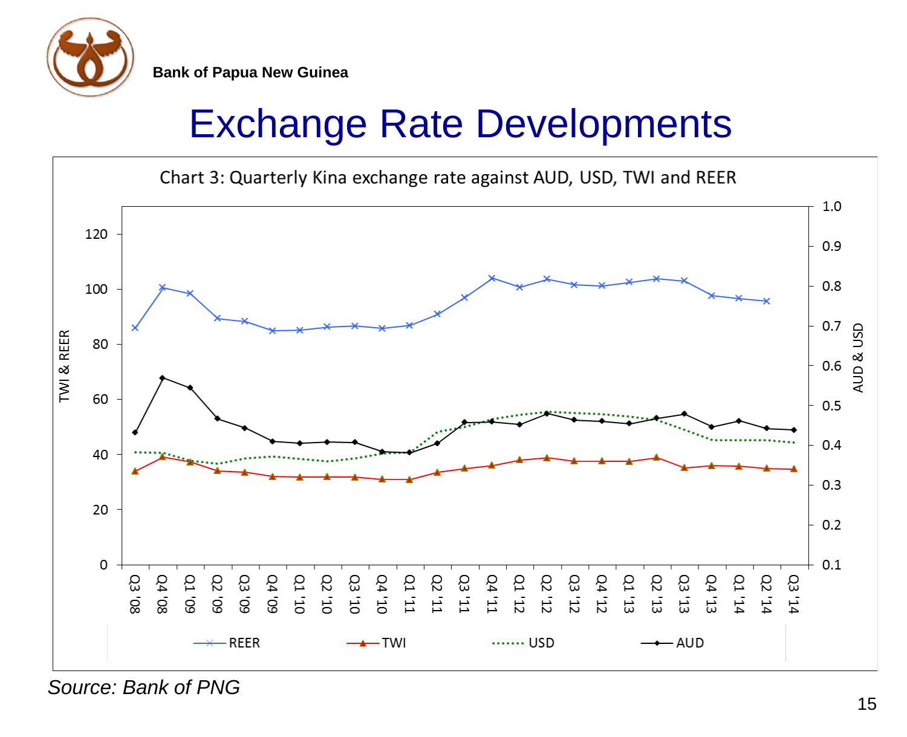Bank of Papua New Guinea

# Exchange Rate Developments

Chart 3: Quarterly Kina exchange rate against AUD, USD, TWI and REER

*Source: Bank of PNG*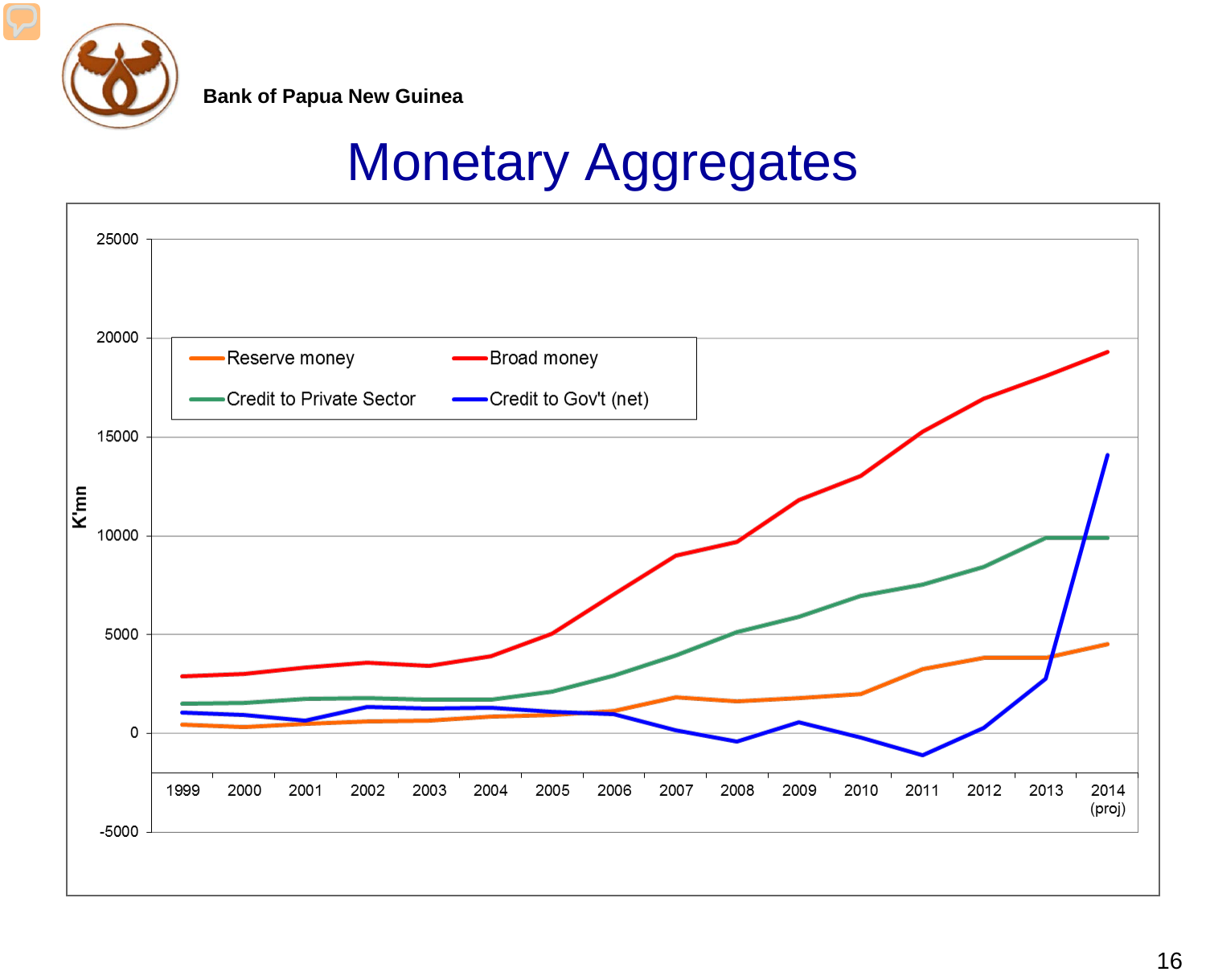Bank of Papua New Guinea

# Monetary Aggregates

K'mn

25000
20000
15000
10000
5000
0
-5000

Reserve money
Broad money
Credit to Private Sector
Credit to Gov't (net)

1999 2000 2001 2002 2003 2004 2005 2006 2007 2008 2009 2010 2011 2012 2013 2014 (proj)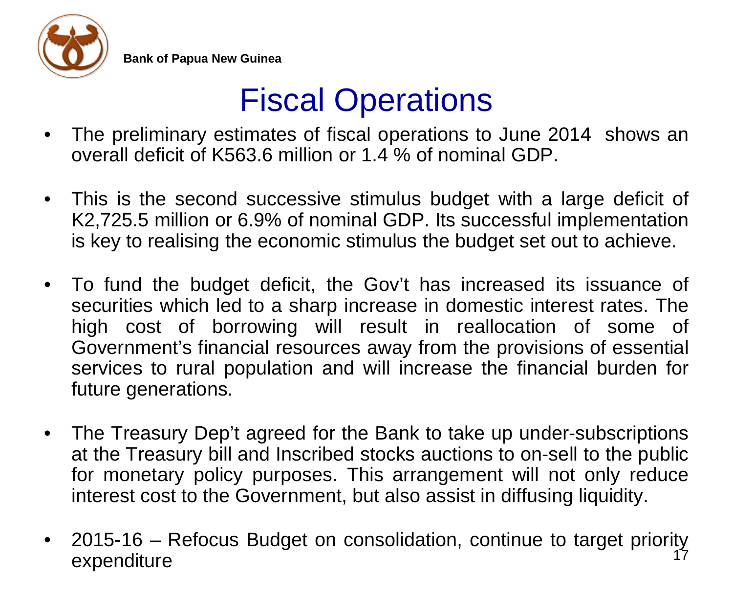# Fiscal Operations

- The preliminary estimates of fiscal operations to June 2014 shows an overall deficit of K563.6 million or 1.4 % of nominal GDP.

- This is the second successive stimulus budget with a large deficit of K2,725.5 million or 6.9% of nominal GDP. Its successful implementation is key to realising the economic stimulus the budget set out to achieve.

- To fund the budget deficit, the Gov't has increased its issuance of securities which led to a sharp increase in domestic interest rates. The high cost of borrowing will result in reallocation of some of Government's financial resources away from the provisions of essential services to rural population and will increase the financial burden for future generations.

- The Treasury Dep't agreed for the Bank to take up under-subscriptions at the Treasury bill and Inscribed stocks auctions to on-sell to the public for monetary policy purposes. This arrangement will not only reduce interest cost to the Government, but also assist in diffusing liquidity.

- 2015-16 – Refocus Budget on consolidation, continue to target priority expenditure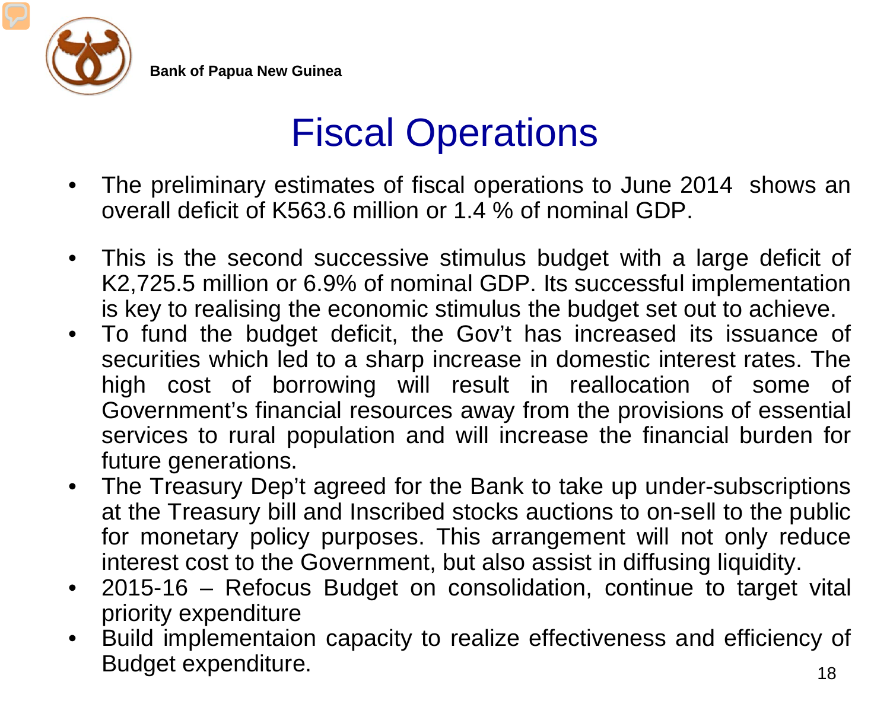# Fiscal Operations

- The preliminary estimates of fiscal operations to June 2014 shows an overall deficit of K563.6 million or 1.4 % of nominal GDP.
- This is the second successive stimulus budget with a large deficit of K2,725.5 million or 6.9% of nominal GDP. Its successful implementation is key to realising the economic stimulus the budget set out to achieve.
- To fund the budget deficit, the Gov't has increased its issuance of securities which led to a sharp increase in domestic interest rates. The high cost of borrowing will result in reallocation of some of Government's financial resources away from the provisions of essential services to rural population and will increase the financial burden for future generations.
- The Treasury Dep't agreed for the Bank to take up under-subscriptions at the Treasury bill and Inscribed stocks auctions to on-sell to the public for monetary policy purposes. This arrangement will not only reduce interest cost to the Government, but also assist in diffusing liquidity.
- 2015-16 – Refocus Budget on consolidation, continue to target vital priority expenditure
- Build implementaion capacity to realize effectiveness and efficiency of Budget expenditure.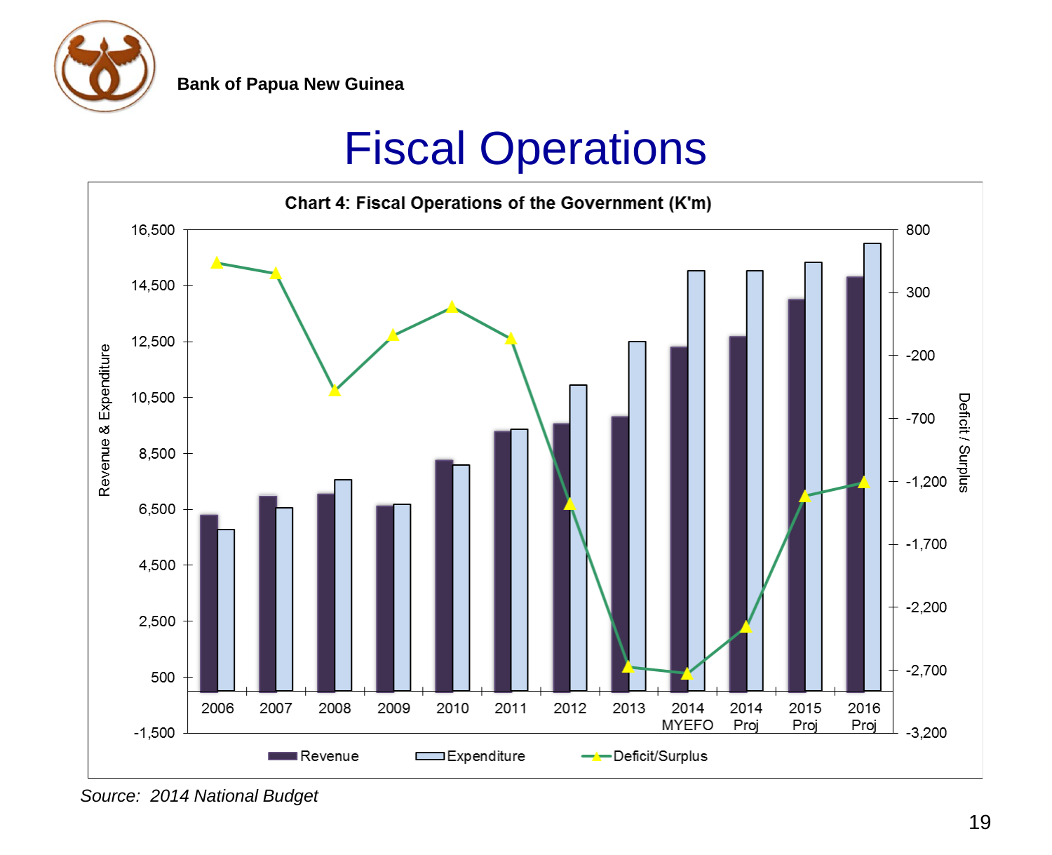Bank of Papua New Guinea

# Fiscal Operations

**Chart 4: Fiscal Operations of the Government (K'm)**

Revenue & Expenditure: 16,500; 14,500; 12,500; 10,500; 8,500; 6,500; 4,500; 2,500; 500; -1,500

Deficit / Surplus: 800; 300; -200; -700; -1,200; -1,700; -2,200; -2,700; -3,200

2006, 2007, 2008, 2009, 2010, 2011, 2012, 2013, 2014 MYEFO, 2014 Proj, 2015 Proj, 2016 Proj

Revenue | Expenditure | Deficit/Surplus

*Source: 2014 National Budget*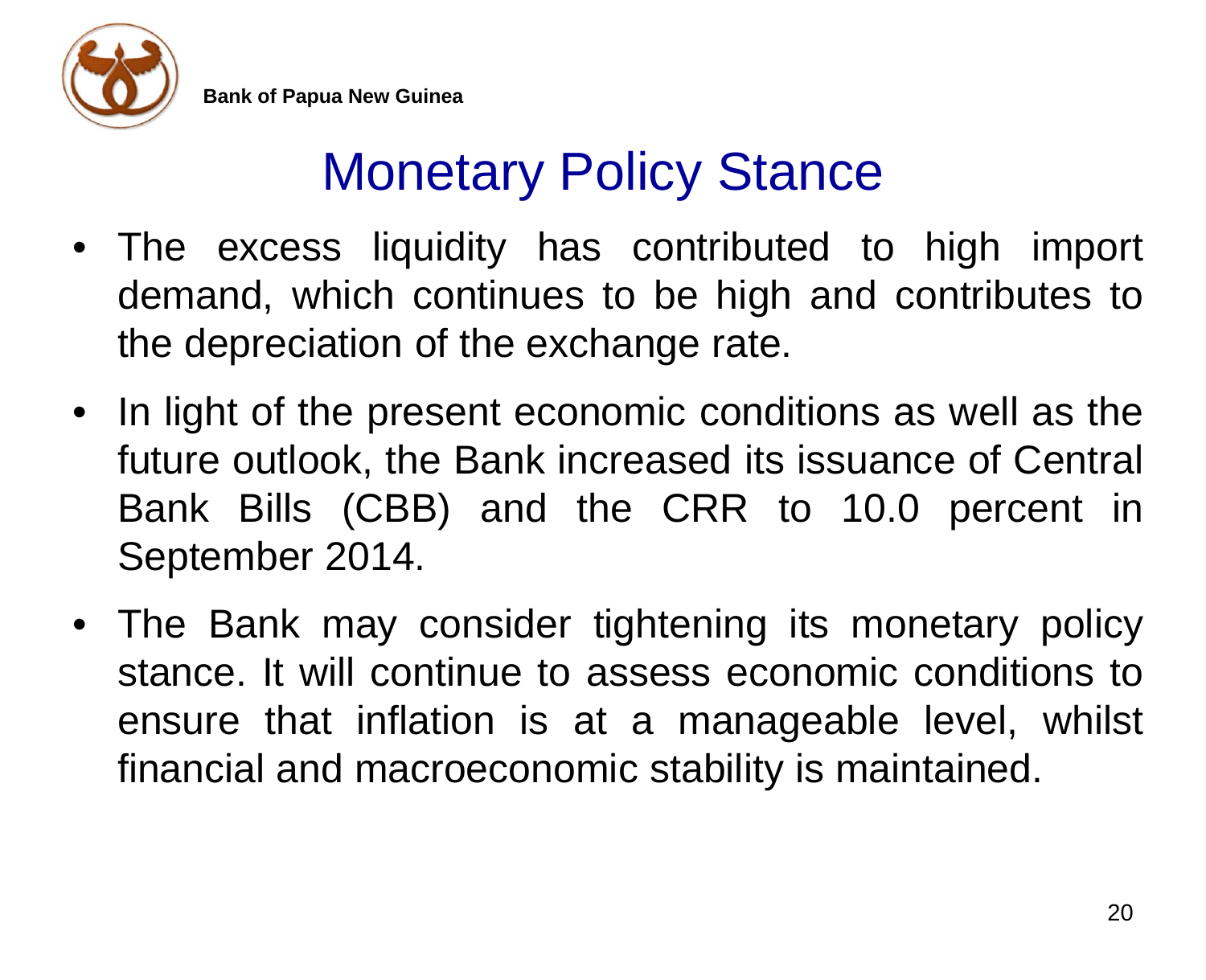# Monetary Policy Stance

- The excess liquidity has contributed to high import demand, which continues to be high and contributes to the depreciation of the exchange rate.
- In light of the present economic conditions as well as the future outlook, the Bank increased its issuance of Central Bank Bills (CBB) and the CRR to 10.0 percent in September 2014.
- The Bank may consider tightening its monetary policy stance. It will continue to assess economic conditions to ensure that inflation is at a manageable level, whilst financial and macroeconomic stability is maintained.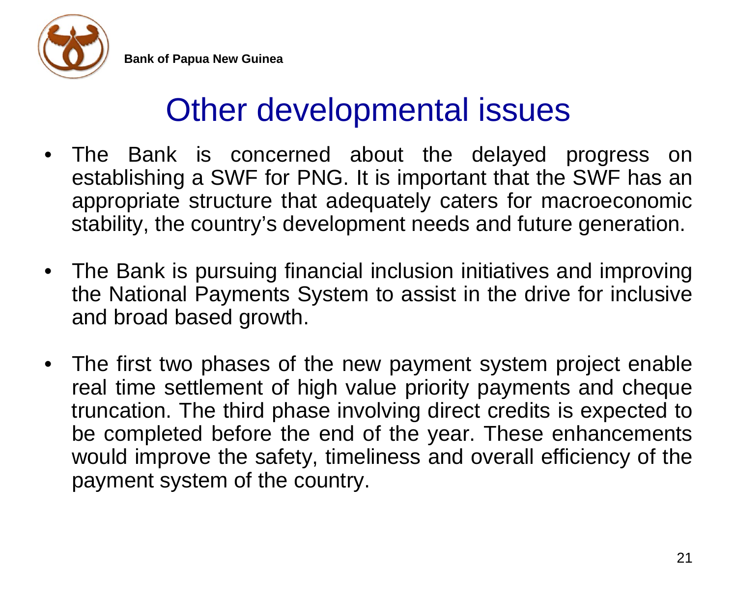# Other developmental issues

- The Bank is concerned about the delayed progress on establishing a SWF for PNG. It is important that the SWF has an appropriate structure that adequately caters for macroeconomic stability, the country's development needs and future generation.

- The Bank is pursuing financial inclusion initiatives and improving the National Payments System to assist in the drive for inclusive and broad based growth.

- The first two phases of the new payment system project enable real time settlement of high value priority payments and cheque truncation. The third phase involving direct credits is expected to be completed before the end of the year. These enhancements would improve the safety, timeliness and overall efficiency of the payment system of the country.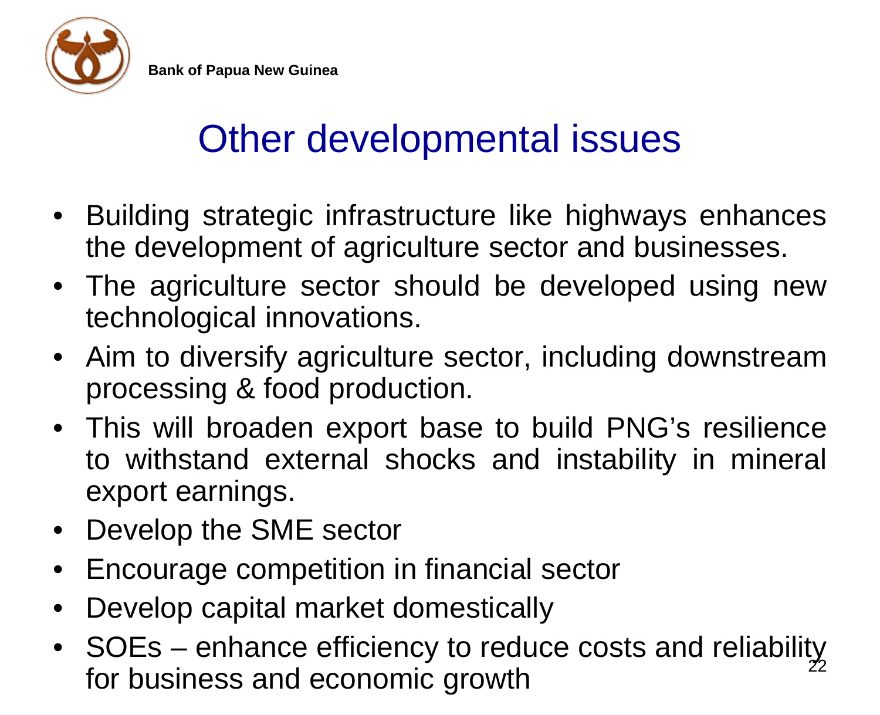Bank of Papua New Guinea

# Other developmental issues

- Building strategic infrastructure like highways enhances the development of agriculture sector and businesses.
- The agriculture sector should be developed using new technological innovations.
- Aim to diversify agriculture sector, including downstream processing & food production.
- This will broaden export base to build PNG's resilience to withstand external shocks and instability in mineral export earnings.
- Develop the SME sector
- Encourage competition in financial sector
- Develop capital market domestically
- SOEs – enhance efficiency to reduce costs and reliability for business and economic growth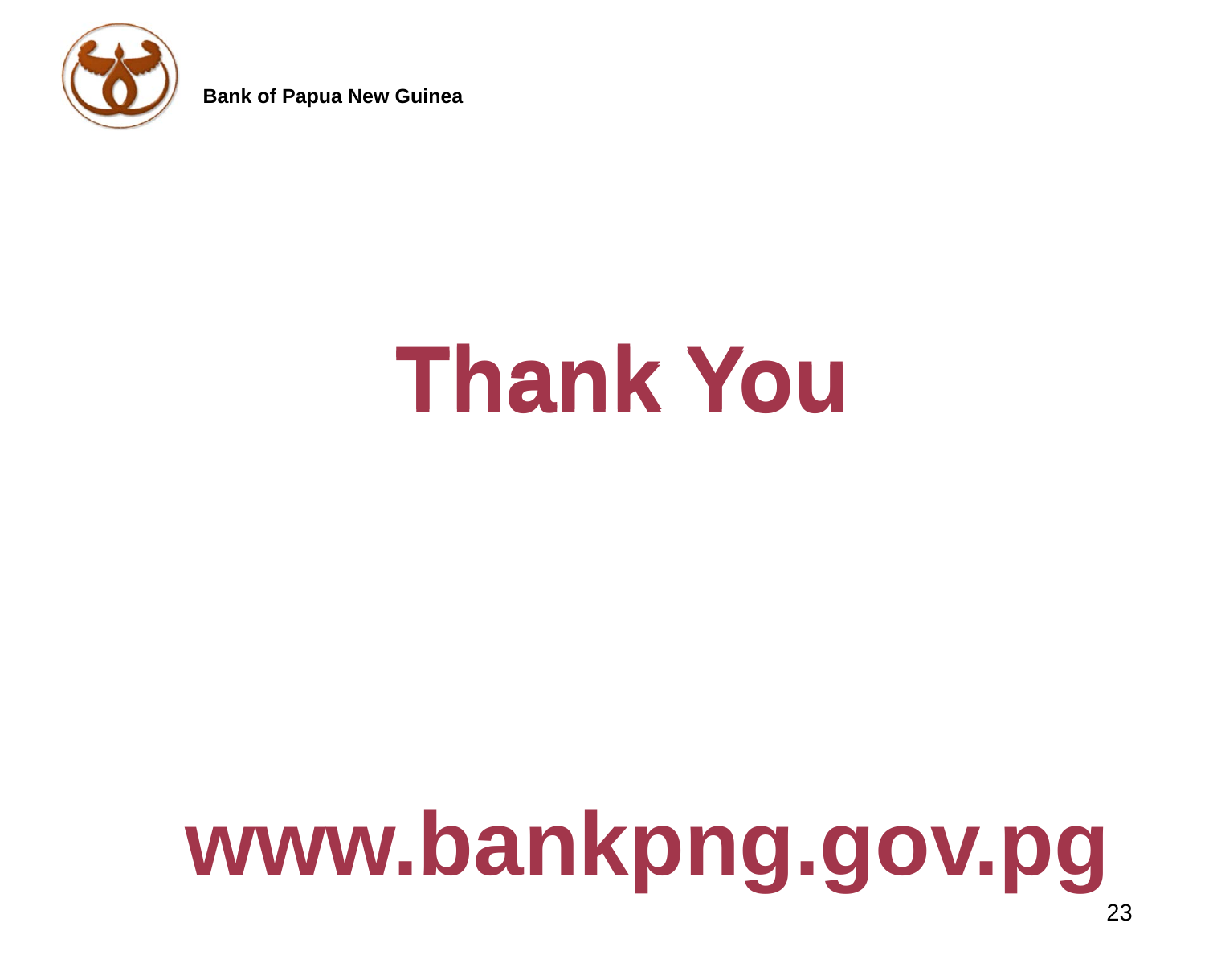Bank of Papua New Guinea

# Thank You

# www.bankpng.gov.pg